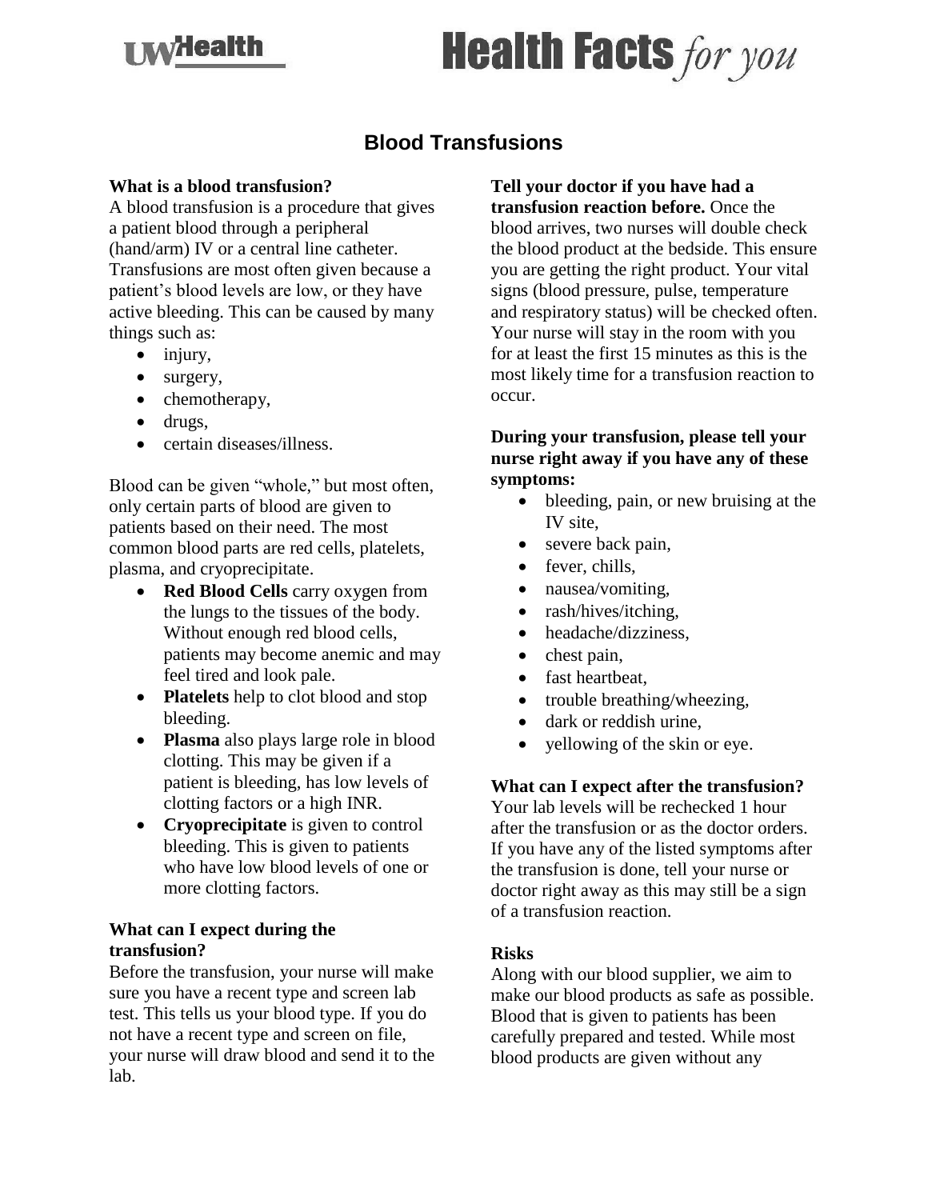UWHealth

# Health Facts for you

## Blood Transfusions

**What is a blood transfusion?**

A blood transfusion is a procedure that gives a patient blood through a peripheral (hand/arm) IV or a central line catheter. Transfusions are most often given because a patient's blood levels are low, or they have active bleeding. This can be caused by many things such as:

- injury,
- surgery,
- chemotherapy,
- drugs,
- certain diseases/illness.

Blood can be given "whole," but most often, only certain parts of blood are given to patients based on their need. The most common blood parts are red cells, platelets, plasma, and cryoprecipitate.

- **Red Blood Cells** carry oxygen from the lungs to the tissues of the body. Without enough red blood cells, patients may become anemic and may feel tired and look pale.
- **Platelets** help to clot blood and stop bleeding.
- **Plasma** also plays large role in blood clotting. This may be given if a patient is bleeding, has low levels of clotting factors or a high INR.
- **Cryoprecipitate** is given to control bleeding. This is given to patients who have low blood levels of one or more clotting factors.

**What can I expect during the transfusion?**

Before the transfusion, your nurse will make sure you have a recent type and screen lab test. This tells us your blood type. If you do not have a recent type and screen on file, your nurse will draw blood and send it to the lab.

**Tell your doctor if you have had a transfusion reaction before.** Once the blood arrives, two nurses will double check the blood product at the bedside. This ensure you are getting the right product. Your vital signs (blood pressure, pulse, temperature and respiratory status) will be checked often. Your nurse will stay in the room with you for at least the first 15 minutes as this is the most likely time for a transfusion reaction to occur.

**During your transfusion, please tell your nurse right away if you have any of these symptoms:**

- bleeding, pain, or new bruising at the IV site,
- severe back pain,
- fever, chills,
- nausea/vomiting,
- rash/hives/itching,
- headache/dizziness,
- chest pain,
- fast heartbeat,
- trouble breathing/wheezing,
- dark or reddish urine,
- yellowing of the skin or eye.

**What can I expect after the transfusion?**

Your lab levels will be rechecked 1 hour after the transfusion or as the doctor orders. If you have any of the listed symptoms after the transfusion is done, tell your nurse or doctor right away as this may still be a sign of a transfusion reaction.

**Risks**

Along with our blood supplier, we aim to make our blood products as safe as possible. Blood that is given to patients has been carefully prepared and tested. While most blood products are given without any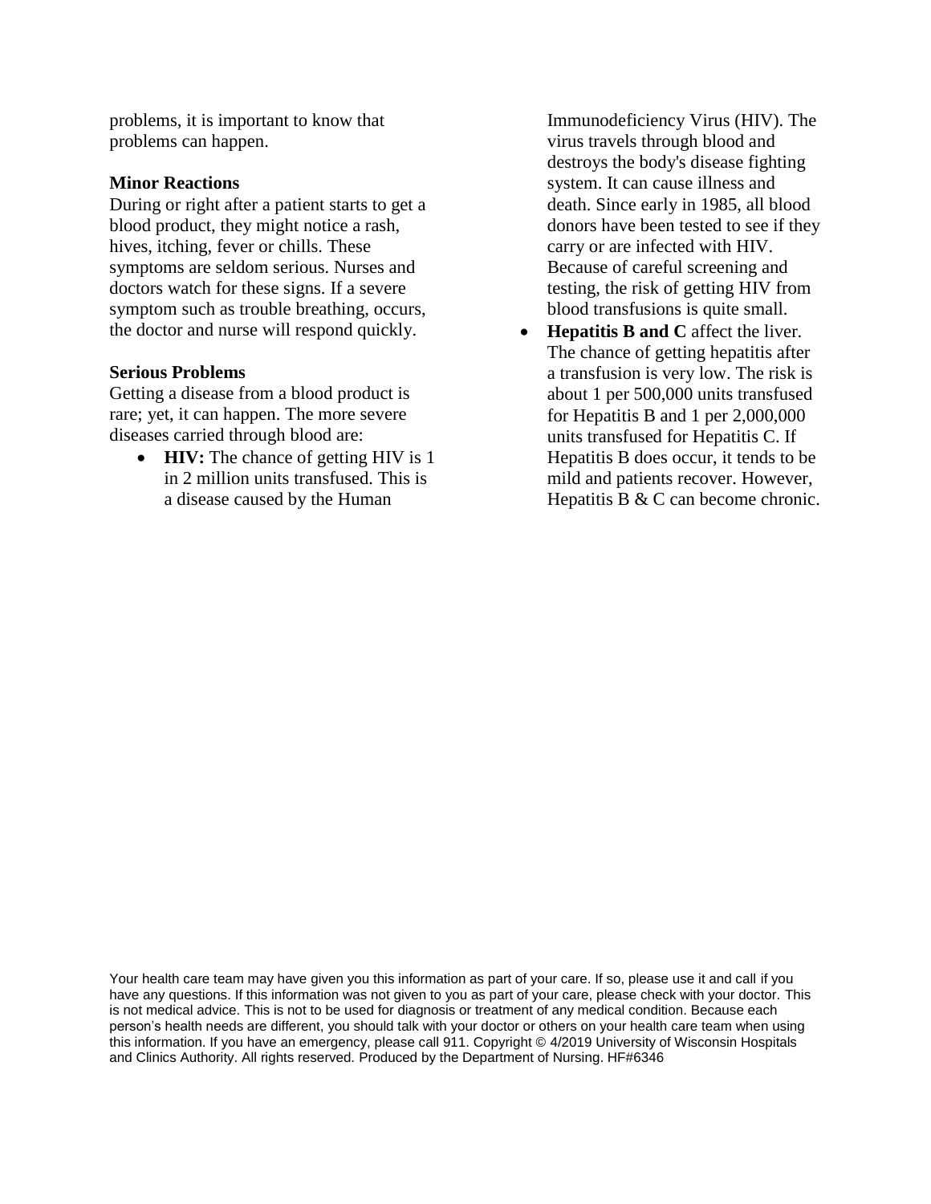problems, it is important to know that problems can happen.

**Minor Reactions**

During or right after a patient starts to get a blood product, they might notice a rash, hives, itching, fever or chills. These symptoms are seldom serious. Nurses and doctors watch for these signs. If a severe symptom such as trouble breathing, occurs, the doctor and nurse will respond quickly.

**Serious Problems**

Getting a disease from a blood product is rare; yet, it can happen. The more severe diseases carried through blood are:

- **HIV:** The chance of getting HIV is 1 in 2 million units transfused. This is a disease caused by the Human Immunodeficiency Virus (HIV). The virus travels through blood and destroys the body's disease fighting system. It can cause illness and death. Since early in 1985, all blood donors have been tested to see if they carry or are infected with HIV. Because of careful screening and testing, the risk of getting HIV from blood transfusions is quite small.
- **Hepatitis B and C** affect the liver. The chance of getting hepatitis after a transfusion is very low. The risk is about 1 per 500,000 units transfused for Hepatitis B and 1 per 2,000,000 units transfused for Hepatitis C. If Hepatitis B does occur, it tends to be mild and patients recover. However, Hepatitis B & C can become chronic.

Your health care team may have given you this information as part of your care. If so, please use it and call if you have any questions. If this information was not given to you as part of your care, please check with your doctor. This is not medical advice. This is not to be used for diagnosis or treatment of any medical condition. Because each person's health needs are different, you should talk with your doctor or others on your health care team when using this information. If you have an emergency, please call 911. Copyright © 4/2019 University of Wisconsin Hospitals and Clinics Authority. All rights reserved. Produced by the Department of Nursing. HF#6346